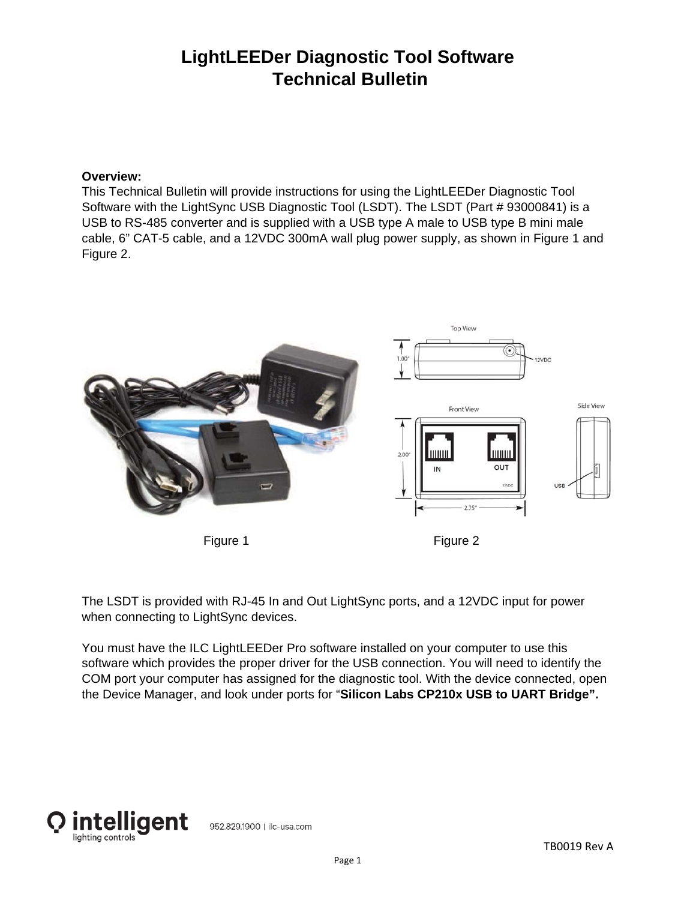# LightLEEDer Diagnostic Tool Software
# Technical Bulletin

**Overview:**
This Technical Bulletin will provide instructions for using the LightLEEDer Diagnostic Tool Software with the LightSync USB Diagnostic Tool (LSDT). The LSDT (Part # 93000841) is a USB to RS-485 converter and is supplied with a USB type A male to USB type B mini male cable, 6" CAT-5 cable, and a 12VDC 300mA wall plug power supply, as shown in Figure 1 and Figure 2.

Figure 1

Figure 2

The LSDT is provided with RJ-45 In and Out LightSync ports, and a 12VDC input for power when connecting to LightSync devices.

You must have the ILC LightLEEDer Pro software installed on your computer to use this software which provides the proper driver for the USB connection. You will need to identify the COM port your computer has assigned for the diagnostic tool. With the device connected, open the Device Manager, and look under ports for "**Silicon Labs CP210x USB to UART Bridge".**

TB0019 Rev A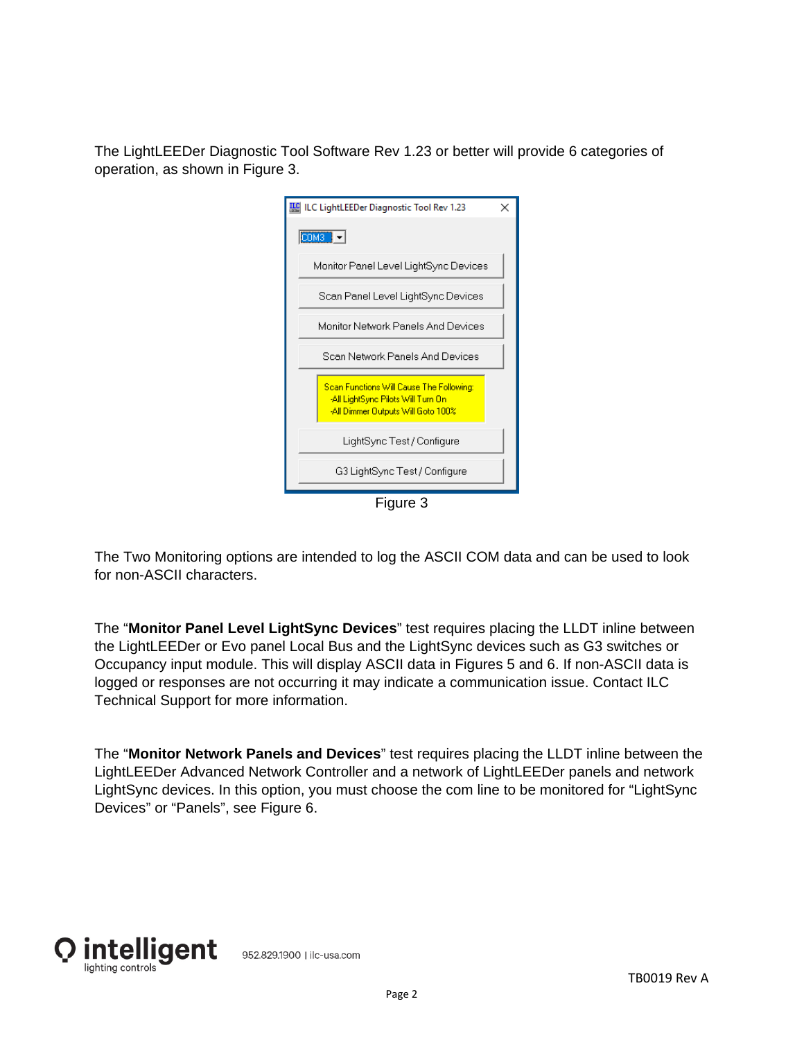The LightLEEDer Diagnostic Tool Software Rev 1.23 or better will provide 6 categories of operation, as shown in Figure 3.

Figure 3

The Two Monitoring options are intended to log the ASCII COM data and can be used to look for non-ASCII characters.

The “**Monitor Panel Level LightSync Devices**” test requires placing the LLDT inline between the LightLEEDer or Evo panel Local Bus and the LightSync devices such as G3 switches or Occupancy input module. This will display ASCII data in Figures 5 and 6. If non-ASCII data is logged or responses are not occurring it may indicate a communication issue. Contact ILC Technical Support for more information.

The “**Monitor Network Panels and Devices**” test requires placing the LLDT inline between the LightLEEDer Advanced Network Controller and a network of LightLEEDer panels and network LightSync devices. In this option, you must choose the com line to be monitored for “LightSync Devices” or “Panels”, see Figure 6.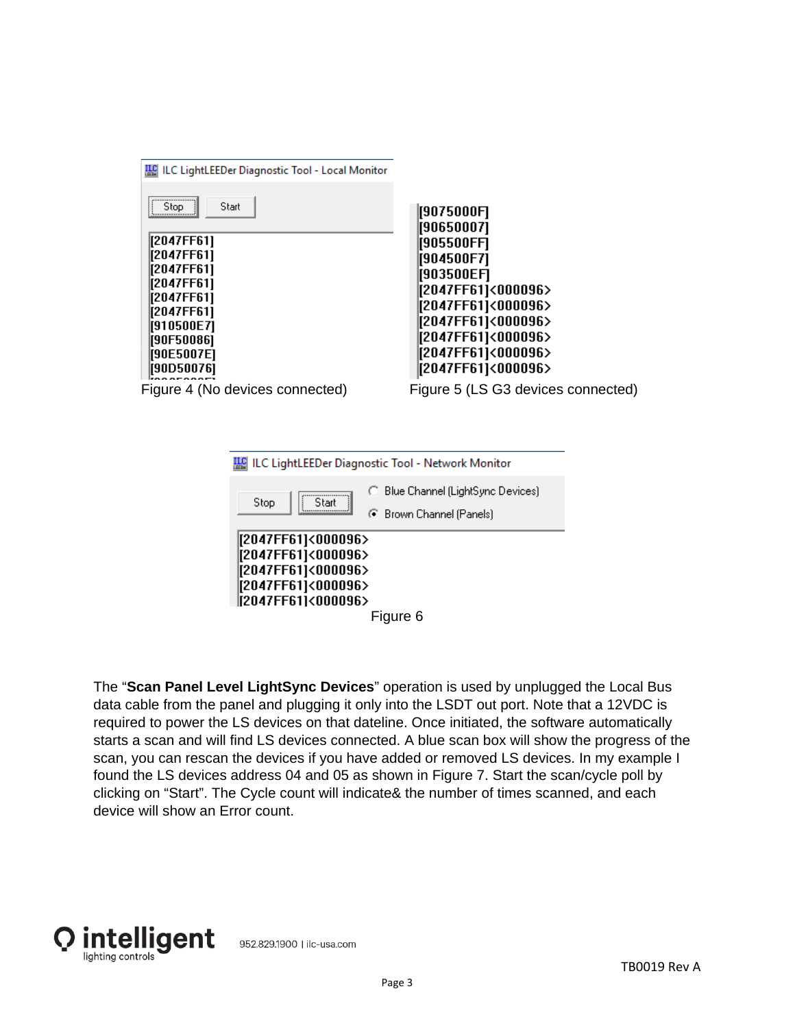ILC LightLEEDer Diagnostic Tool - Local Monitor

Stop Start

```
[2047FF61]
[2047FF61]
[2047FF61]
[2047FF61]
[2047FF61]
[2047FF61]
[910500E7]
[90F50086]
[90E5007E]
[90D50076]
```

Figure 4 (No devices connected)

```
[9075000F]
[90650007]
[905500FF]
[904500F7]
[903500EF]
[2047FF61]<000096>
[2047FF61]<000096>
[2047FF61]<000096>
[2047FF61]<000096>
[2047FF61]<000096>
[2047FF61]<000096>
```

Figure 5 (LS G3 devices connected)

ILC LightLEEDer Diagnostic Tool - Network Monitor

Stop Start

Blue Channel (LightSync Devices)

Brown Channel (Panels)

```
[2047FF61]<000096>
[2047FF61]<000096>
[2047FF61]<000096>
[2047FF61]<000096>
[2047FF61]<000096>
```

Figure 6

The "**Scan Panel Level LightSync Devices**" operation is used by unplugged the Local Bus data cable from the panel and plugging it only into the LSDT out port. Note that a 12VDC is required to power the LS devices on that dateline. Once initiated, the software automatically starts a scan and will find LS devices connected. A blue scan box will show the progress of the scan, you can rescan the devices if you have added or removed LS devices. In my example I found the LS devices address 04 and 05 as shown in Figure 7. Start the scan/cycle poll by clicking on "Start". The Cycle count will indicate& the number of times scanned, and each device will show an Error count.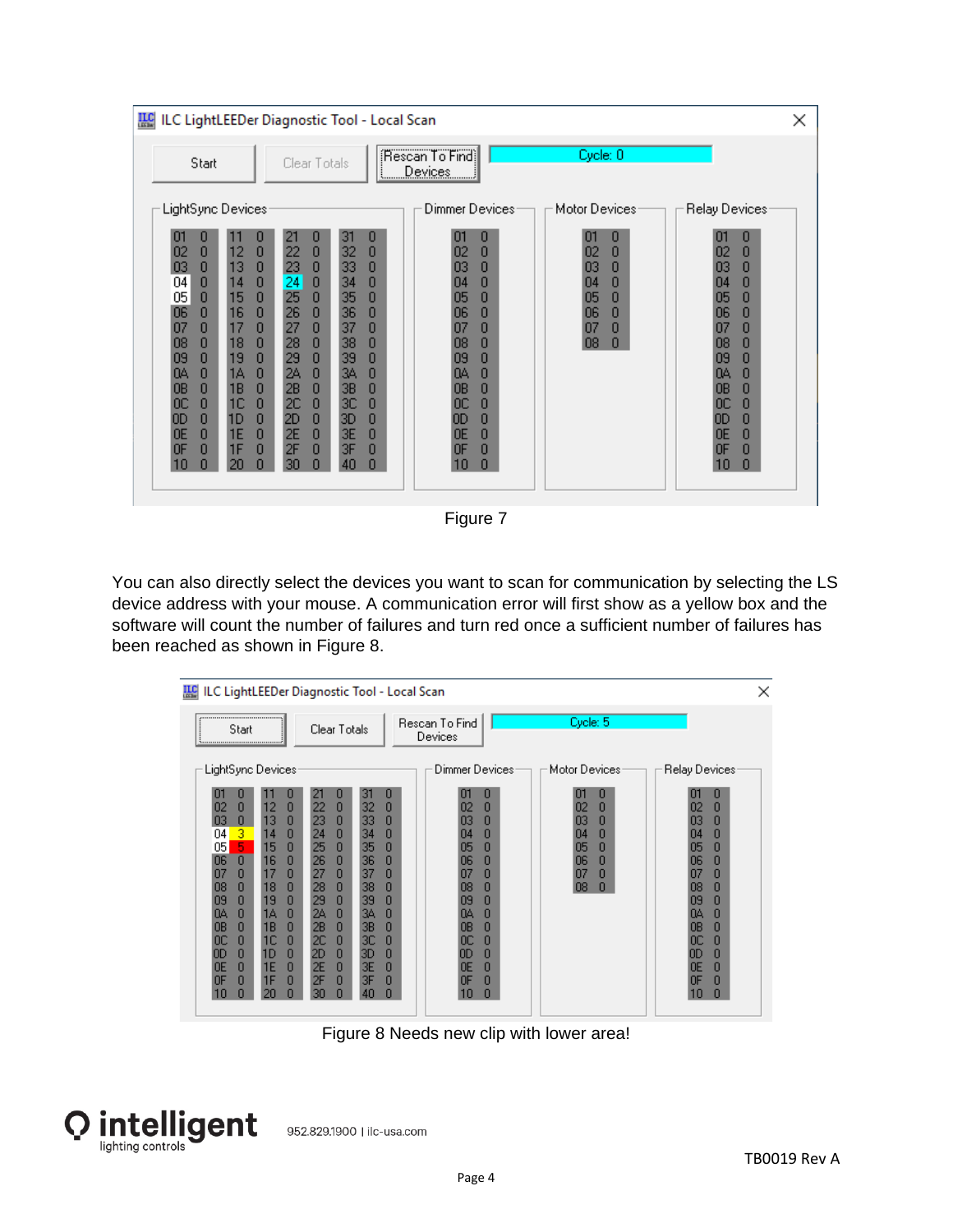Figure 7

You can also directly select the devices you want to scan for communication by selecting the LS device address with your mouse. A communication error will first show as a yellow box and the software will count the number of failures and turn red once a sufficient number of failures has been reached as shown in Figure 8.

Figure 8 Needs new clip with lower area!

TB0019 Rev A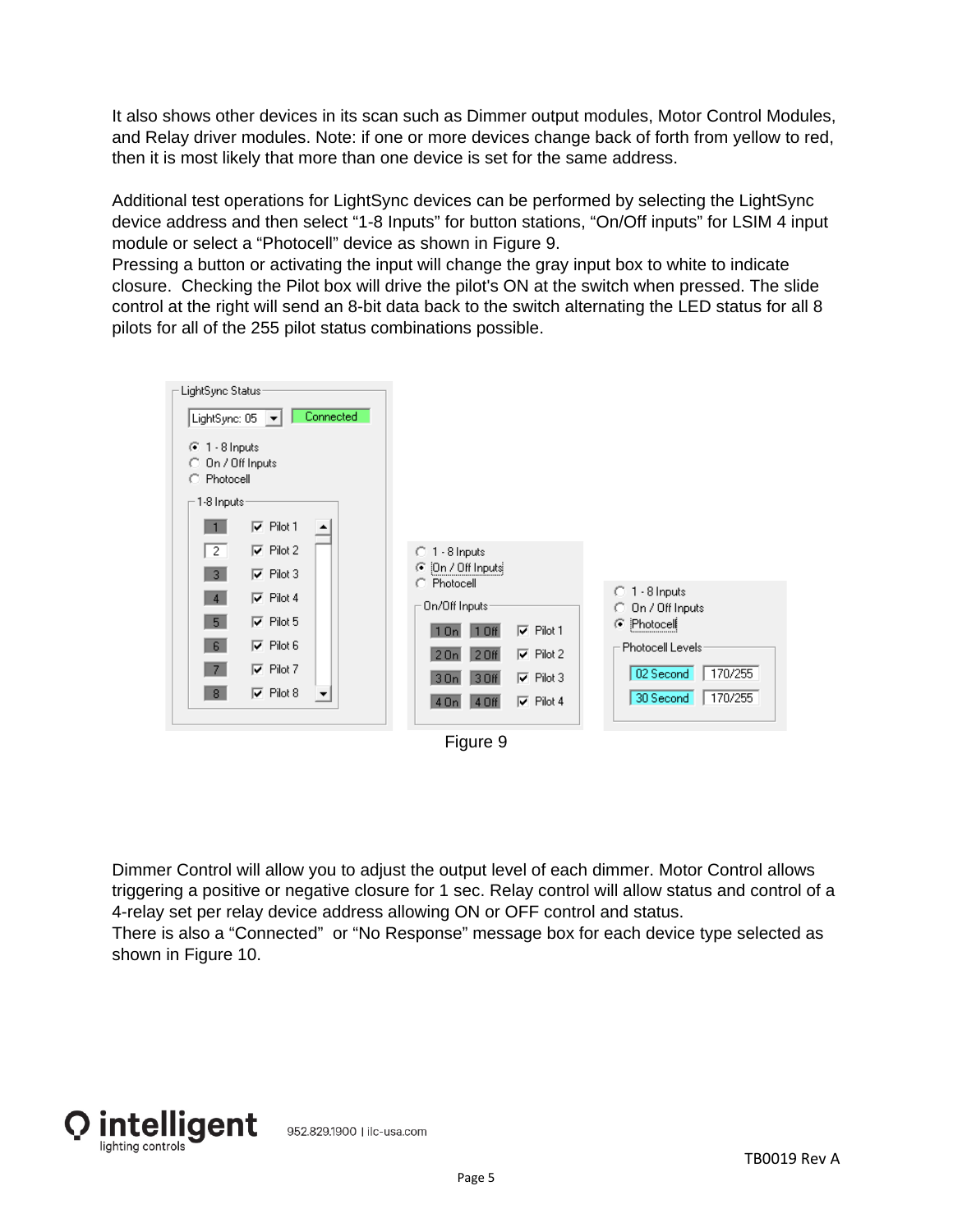It also shows other devices in its scan such as Dimmer output modules, Motor Control Modules, and Relay driver modules. Note: if one or more devices change back of forth from yellow to red, then it is most likely that more than one device is set for the same address.

Additional test operations for LightSync devices can be performed by selecting the LightSync device address and then select “1-8 Inputs” for button stations, “On/Off inputs” for LSIM 4 input module or select a “Photocell” device as shown in Figure 9.
Pressing a button or activating the input will change the gray input box to white to indicate closure. Checking the Pilot box will drive the pilot's ON at the switch when pressed. The slide control at the right will send an 8-bit data back to the switch alternating the LED status for all 8 pilots for all of the 255 pilot status combinations possible.

Figure 9

Dimmer Control will allow you to adjust the output level of each dimmer. Motor Control allows triggering a positive or negative closure for 1 sec. Relay control will allow status and control of a 4-relay set per relay device address allowing ON or OFF control and status.
There is also a “Connected” or “No Response” message box for each device type selected as shown in Figure 10.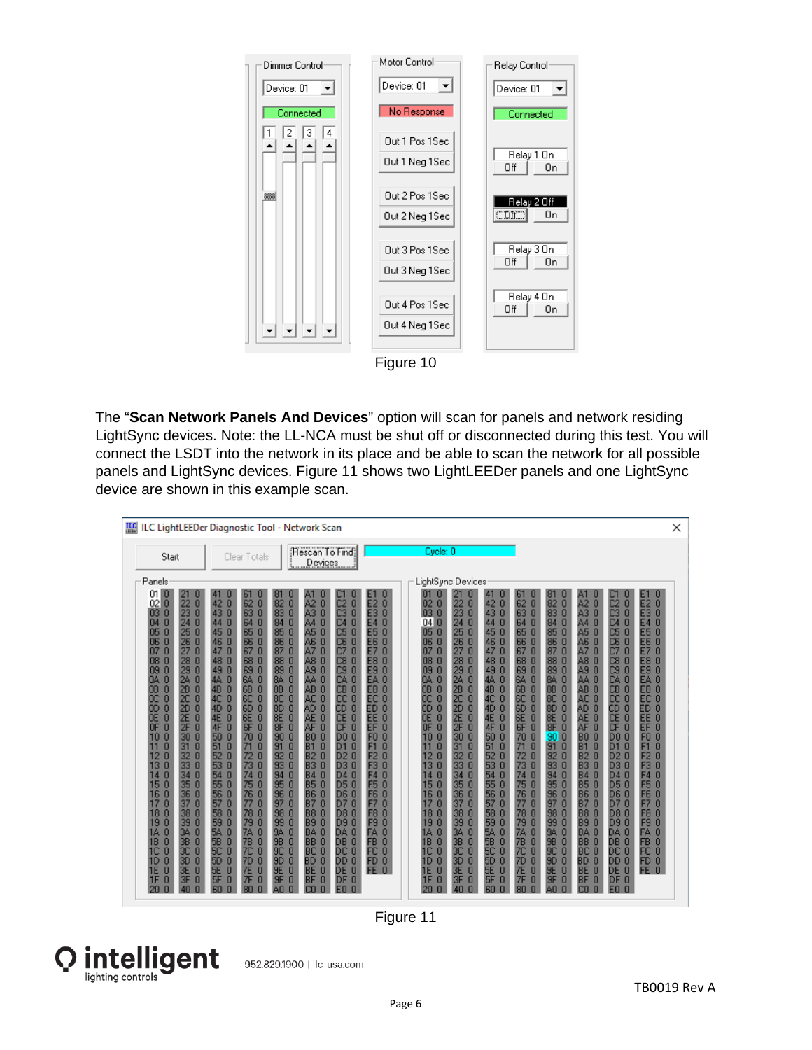Figure 10

The "**Scan Network Panels And Devices**" option will scan for panels and network residing LightSync devices. Note: the LL-NCA must be shut off or disconnected during this test. You will connect the LSDT into the network in its place and be able to scan the network for all possible panels and LightSync devices. Figure 11 shows two LightLEEDer panels and one LightSync device are shown in this example scan.

Figure 11

TB0019 Rev A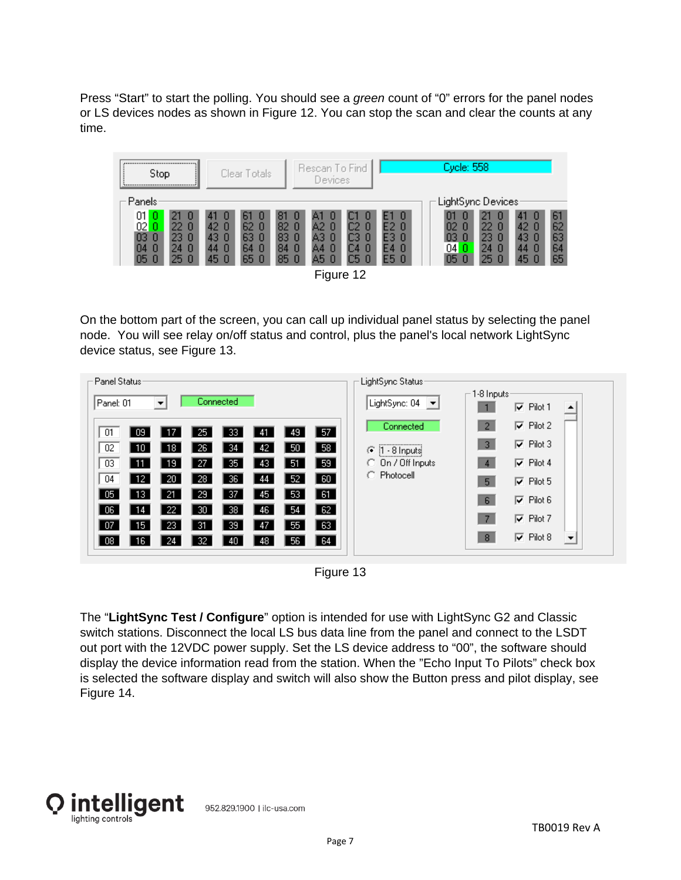Press "Start" to start the polling. You should see a *green* count of "0" errors for the panel nodes or LS devices nodes as shown in Figure 12. You can stop the scan and clear the counts at any time.

Figure 12

On the bottom part of the screen, you can call up individual panel status by selecting the panel node. You will see relay on/off status and control, plus the panel's local network LightSync device status, see Figure 13.

Figure 13

The "**LightSync Test / Configure**" option is intended for use with LightSync G2 and Classic switch stations. Disconnect the local LS bus data line from the panel and connect to the LSDT out port with the 12VDC power supply. Set the LS device address to "00", the software should display the device information read from the station. When the "Echo Input To Pilots" check box is selected the software display and switch will also show the Button press and pilot display, see Figure 14.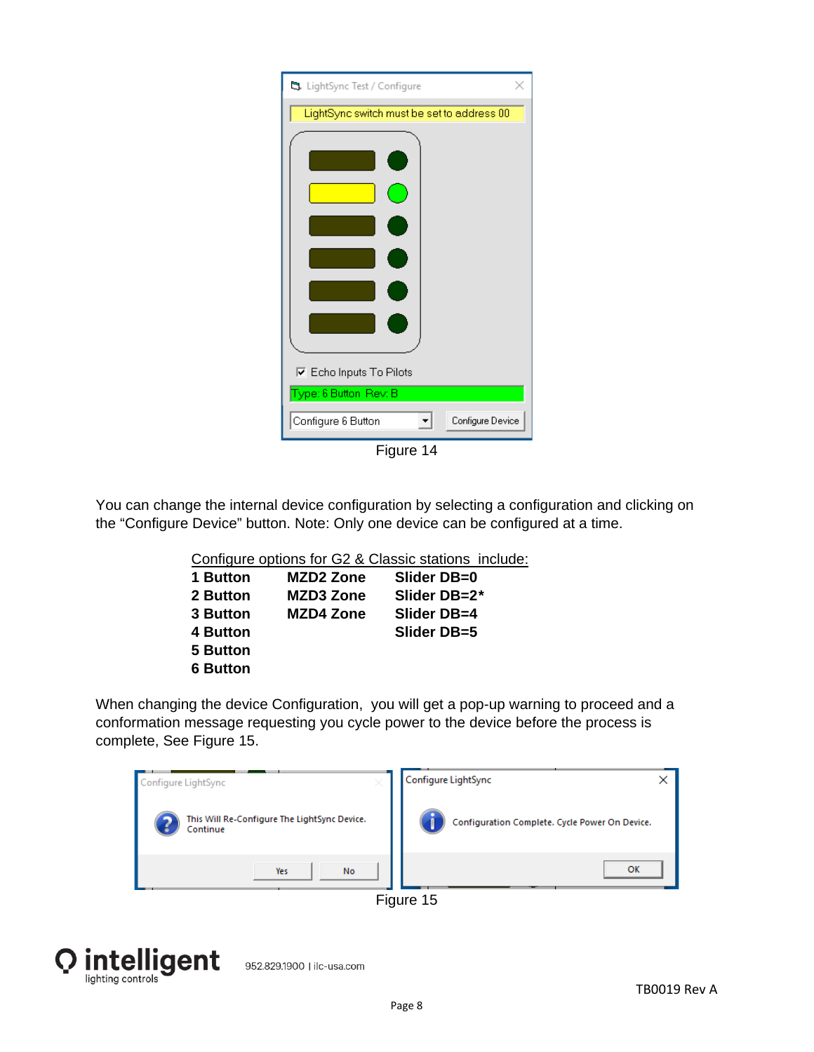Figure 14

You can change the internal device configuration by selecting a configuration and clicking on the “Configure Device” button. Note: Only one device can be configured at a time.

Configure options for G2 & Classic stations include:

| | | |
|---|---|---|
| **1 Button** | **MZD2 Zone** | **Slider DB=0** |
| **2 Button** | **MZD3 Zone** | **Slider DB=2*** |
| **3 Button** | **MZD4 Zone** | **Slider DB=4** |
| **4 Button** | | **Slider DB=5** |
| **5 Button** | | |
| **6 Button** | | |

When changing the device Configuration, you will get a pop-up warning to proceed and a conformation message requesting you cycle power to the device before the process is complete, See Figure 15.

Figure 15

TB0019 Rev A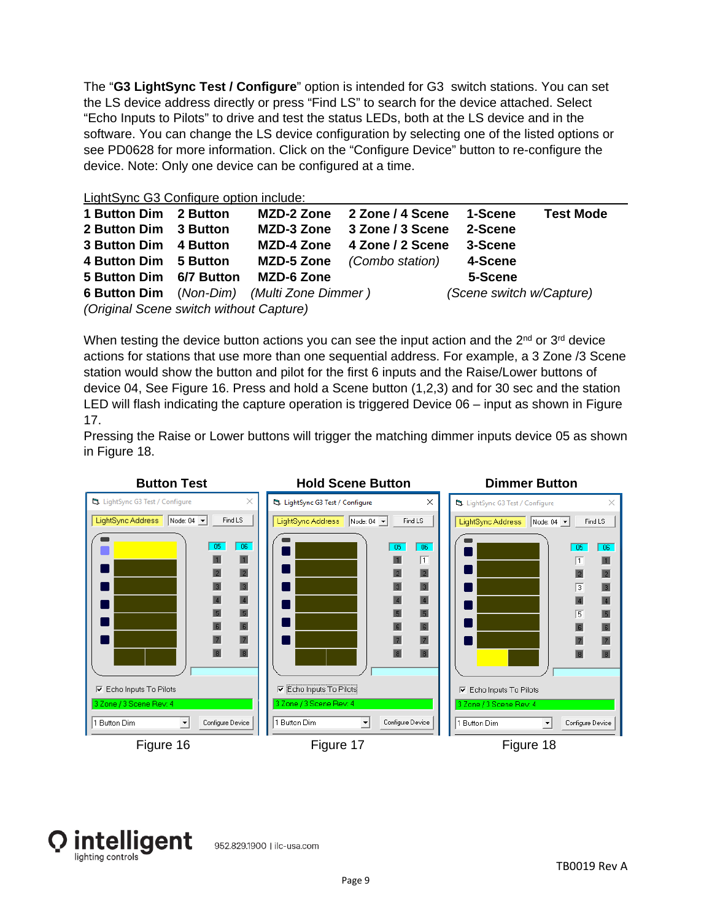The “**G3 LightSync Test / Configure**” option is intended for G3 switch stations. You can set the LS device address directly or press “Find LS” to search for the device attached. Select “Echo Inputs to Pilots” to drive and test the status LEDs, both at the LS device and in the software. You can change the LS device configuration by selecting one of the listed options or see PD0628 for more information. Click on the “Configure Device” button to re-configure the device. Note: Only one device can be configured at a time.

LightSync G3 Configure option include:

| | | | | | |
|---|---|---|---|---|---|
| **1 Button Dim** | **2 Button** | **MZD-2 Zone** | **2 Zone / 4 Scene** | **1-Scene** | **Test Mode** |
| **2 Button Dim** | **3 Button** | **MZD-3 Zone** | **3 Zone / 3 Scene** | **2-Scene** | |
| **3 Button Dim** | **4 Button** | **MZD-4 Zone** | **4 Zone / 2 Scene** | **3-Scene** | |
| **4 Button Dim** | **5 Button** | **MZD-5 Zone** | *(Combo station)* | **4-Scene** | |
| **5 Button Dim** | **6/7 Button** | **MZD-6 Zone** | | **5-Scene** | |
| **6 Button Dim** | (*Non-Dim)* | *(Multi Zone Dimmer )* | | *(Scene switch w/Capture)* | |
| *(Original Scene switch without Capture)* | | | | | |

When testing the device button actions you can see the input action and the 2nd or 3rd device actions for stations that use more than one sequential address. For example, a 3 Zone /3 Scene station would show the button and pilot for the first 6 inputs and the Raise/Lower buttons of device 04, See Figure 16. Press and hold a Scene button (1,2,3) and for 30 sec and the station LED will flash indicating the capture operation is triggered Device 06 – input as shown in Figure 17.

Pressing the Raise or Lower buttons will trigger the matching dimmer inputs device 05 as shown in Figure 18.

| **Button Test** | **Hold Scene Button** | **Dimmer Button** |
|---|---|---|
| Figure 16 | Figure 17 | Figure 18 |

952.829.1900 | ilc-usa.com

TB0019 Rev A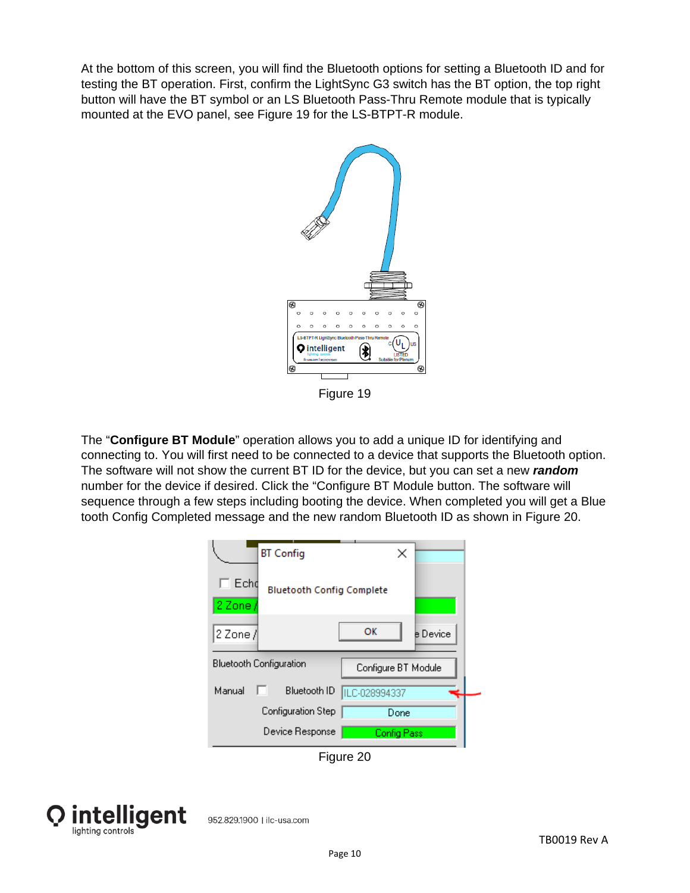At the bottom of this screen, you will find the Bluetooth options for setting a Bluetooth ID and for testing the BT operation. First, confirm the LightSync G3 switch has the BT option, the top right button will have the BT symbol or an LS Bluetooth Pass-Thru Remote module that is typically mounted at the EVO panel, see Figure 19 for the LS-BTPT-R module.

Figure 19

The "**Configure BT Module**" operation allows you to add a unique ID for identifying and connecting to. You will first need to be connected to a device that supports the Bluetooth option. The software will not show the current BT ID for the device, but you can set a new ***random*** number for the device if desired. Click the "Configure BT Module button. The software will sequence through a few steps including booting the device. When completed you will get a Blue tooth Config Completed message and the new random Bluetooth ID as shown in Figure 20.

Figure 20

TB0019 Rev A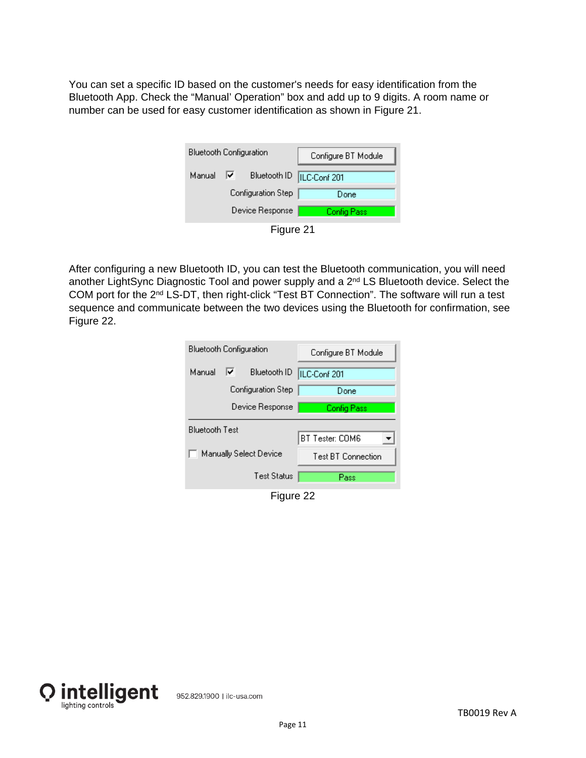You can set a specific ID based on the customer's needs for easy identification from the Bluetooth App. Check the "Manual' Operation" box and add up to 9 digits. A room name or number can be used for easy customer identification as shown in Figure 21.

Figure 21

After configuring a new Bluetooth ID, you can test the Bluetooth communication, you will need another LightSync Diagnostic Tool and power supply and a 2nd LS Bluetooth device. Select the COM port for the 2nd LS-DT, then right-click "Test BT Connection". The software will run a test sequence and communicate between the two devices using the Bluetooth for confirmation, see Figure 22.

Figure 22